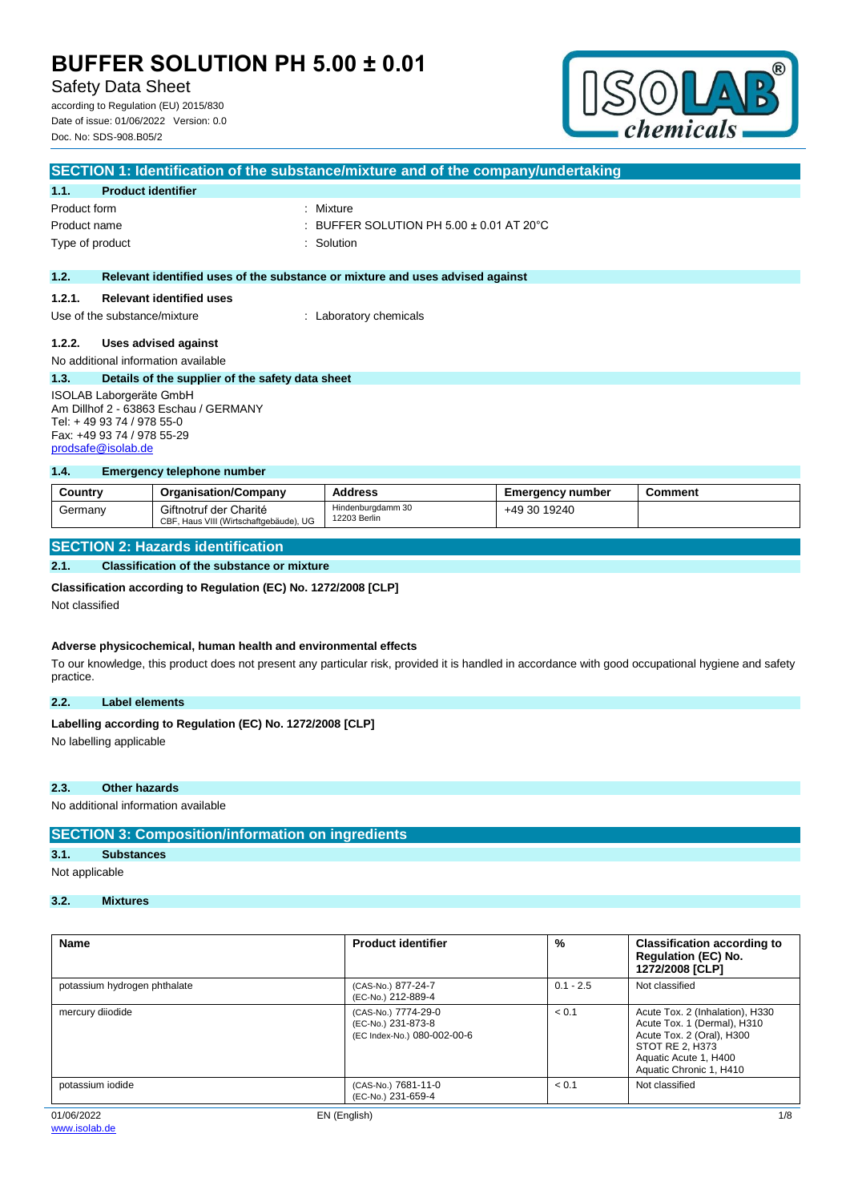# BUFFER SOLUTION PH 5.00 ± 0.01

Safety Data Sheet

according to Regulation (EU) 2015/830
Date of issue: 01/06/2022 Version: 0.0
Doc. No: SDS-908.B05/2

## SECTION 1: Identification of the substance/mixture and of the company/undertaking

### 1.1. Product identifier

Product form : Mixture
Product name : BUFFER SOLUTION PH 5.00 ± 0.01 AT 20°C
Type of product : Solution

### 1.2. Relevant identified uses of the substance or mixture and uses advised against

#### 1.2.1. Relevant identified uses

Use of the substance/mixture : Laboratory chemicals

#### 1.2.2. Uses advised against

No additional information available

### 1.3. Details of the supplier of the safety data sheet

ISOLAB Laborgeräte GmbH
Am Dillhof 2 - 63863 Eschau / GERMANY
Tel: + 49 93 74 / 978 55-0
Fax: +49 93 74 / 978 55-29
prodsafe@isolab.de

### 1.4. Emergency telephone number

| Country | Organisation/Company | Address | Emergency number | Comment |
|---|---|---|---|---|
| Germany | Giftnotruf der Charité<br>CBF, Haus VIII (Wirtschaftgebäude), UG | Hindenburgdamm 30<br>12203 Berlin | +49 30 19240 | |

## SECTION 2: Hazards identification

### 2.1. Classification of the substance or mixture

**Classification according to Regulation (EC) No. 1272/2008 [CLP]**

Not classified

**Adverse physicochemical, human health and environmental effects**

To our knowledge, this product does not present any particular risk, provided it is handled in accordance with good occupational hygiene and safety practice.

### 2.2. Label elements

**Labelling according to Regulation (EC) No. 1272/2008 [CLP]**

No labelling applicable

### 2.3. Other hazards

No additional information available

## SECTION 3: Composition/information on ingredients

### 3.1. Substances

Not applicable

### 3.2. Mixtures

| Name | Product identifier | % | Classification according to Regulation (EC) No. 1272/2008 [CLP] |
|---|---|---|---|
| potassium hydrogen phthalate | (CAS-No.) 877-24-7<br>(EC-No.) 212-889-4 | 0.1 - 2.5 | Not classified |
| mercury diiodide | (CAS-No.) 7774-29-0<br>(EC-No.) 231-873-8<br>(EC Index-No.) 080-002-00-6 | < 0.1 | Acute Tox. 2 (Inhalation), H330<br>Acute Tox. 1 (Dermal), H310<br>Acute Tox. 2 (Oral), H300<br>STOT RE 2, H373<br>Aquatic Acute 1, H400<br>Aquatic Chronic 1, H410 |
| potassium iodide | (CAS-No.) 7681-11-0<br>(EC-No.) 231-659-4 | < 0.1 | Not classified |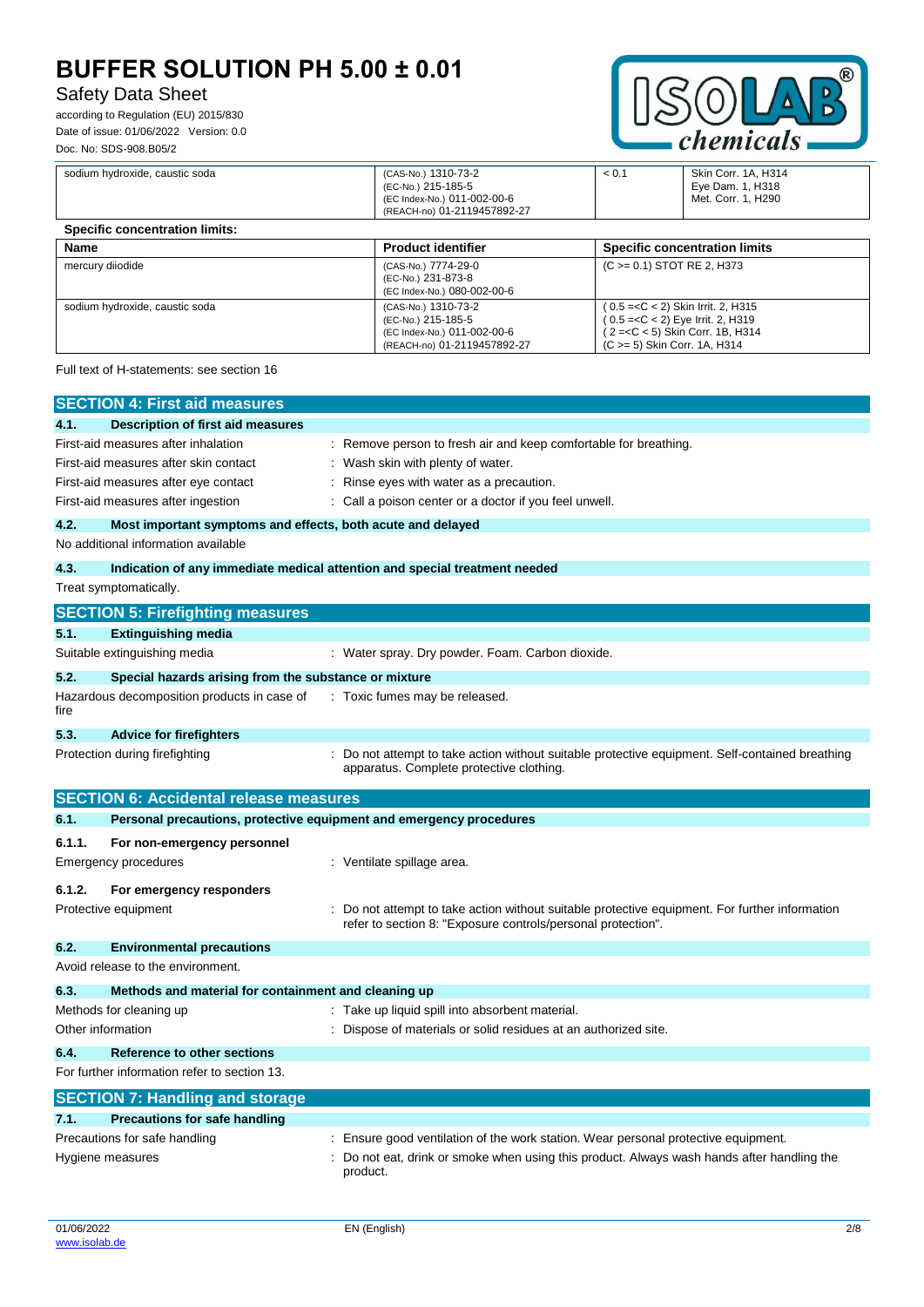| sodium hydroxide, caustic soda | (CAS-No.) 1310-73-2<br>(EC-No.) 215-185-5<br>(EC Index-No.) 011-002-00-6<br>(REACH-no) 01-2119457892-27 | < 0.1 | Skin Corr. 1A, H314<br>Eye Dam. 1, H318<br>Met. Corr. 1, H290 |
|---|---|---|---|

**Specific concentration limits:**

| Name | Product identifier | Specific concentration limits |
|---|---|---|
| mercury diiodide | (CAS-No.) 7774-29-0<br>(EC-No.) 231-873-8<br>(EC Index-No.) 080-002-00-6 | (C >= 0.1) STOT RE 2, H373 |
| sodium hydroxide, caustic soda | (CAS-No.) 1310-73-2<br>(EC-No.) 215-185-5<br>(EC Index-No.) 011-002-00-6<br>(REACH-no) 01-2119457892-27 | ( 0.5 =<C < 2) Skin Irrit. 2, H315<br>( 0.5 =<C < 2) Eye Irrit. 2, H319<br>( 2 =<C < 5) Skin Corr. 1B, H314<br>(C >= 5) Skin Corr. 1A, H314 |

Full text of H-statements: see section 16

## SECTION 4: First aid measures

### 4.1. Description of first aid measures

First-aid measures after inhalation : Remove person to fresh air and keep comfortable for breathing.

First-aid measures after skin contact : Wash skin with plenty of water.

First-aid measures after eye contact : Rinse eyes with water as a precaution.

First-aid measures after ingestion : Call a poison center or a doctor if you feel unwell.

### 4.2. Most important symptoms and effects, both acute and delayed

No additional information available

### 4.3. Indication of any immediate medical attention and special treatment needed

Treat symptomatically.

## SECTION 5: Firefighting measures

### 5.1. Extinguishing media

Suitable extinguishing media : Water spray. Dry powder. Foam. Carbon dioxide.

### 5.2. Special hazards arising from the substance or mixture

Hazardous decomposition products in case of fire : Toxic fumes may be released.

### 5.3. Advice for firefighters

Protection during firefighting : Do not attempt to take action without suitable protective equipment. Self-contained breathing apparatus. Complete protective clothing.

## SECTION 6: Accidental release measures

### 6.1. Personal precautions, protective equipment and emergency procedures

#### 6.1.1. For non-emergency personnel

Emergency procedures : Ventilate spillage area.

#### 6.1.2. For emergency responders

Protective equipment : Do not attempt to take action without suitable protective equipment. For further information refer to section 8: "Exposure controls/personal protection".

### 6.2. Environmental precautions

Avoid release to the environment.

### 6.3. Methods and material for containment and cleaning up

Methods for cleaning up : Take up liquid spill into absorbent material.

Other information : Dispose of materials or solid residues at an authorized site.

### 6.4. Reference to other sections

For further information refer to section 13.

## SECTION 7: Handling and storage

### 7.1. Precautions for safe handling

Precautions for safe handling : Ensure good ventilation of the work station. Wear personal protective equipment.

Hygiene measures : Do not eat, drink or smoke when using this product. Always wash hands after handling the product.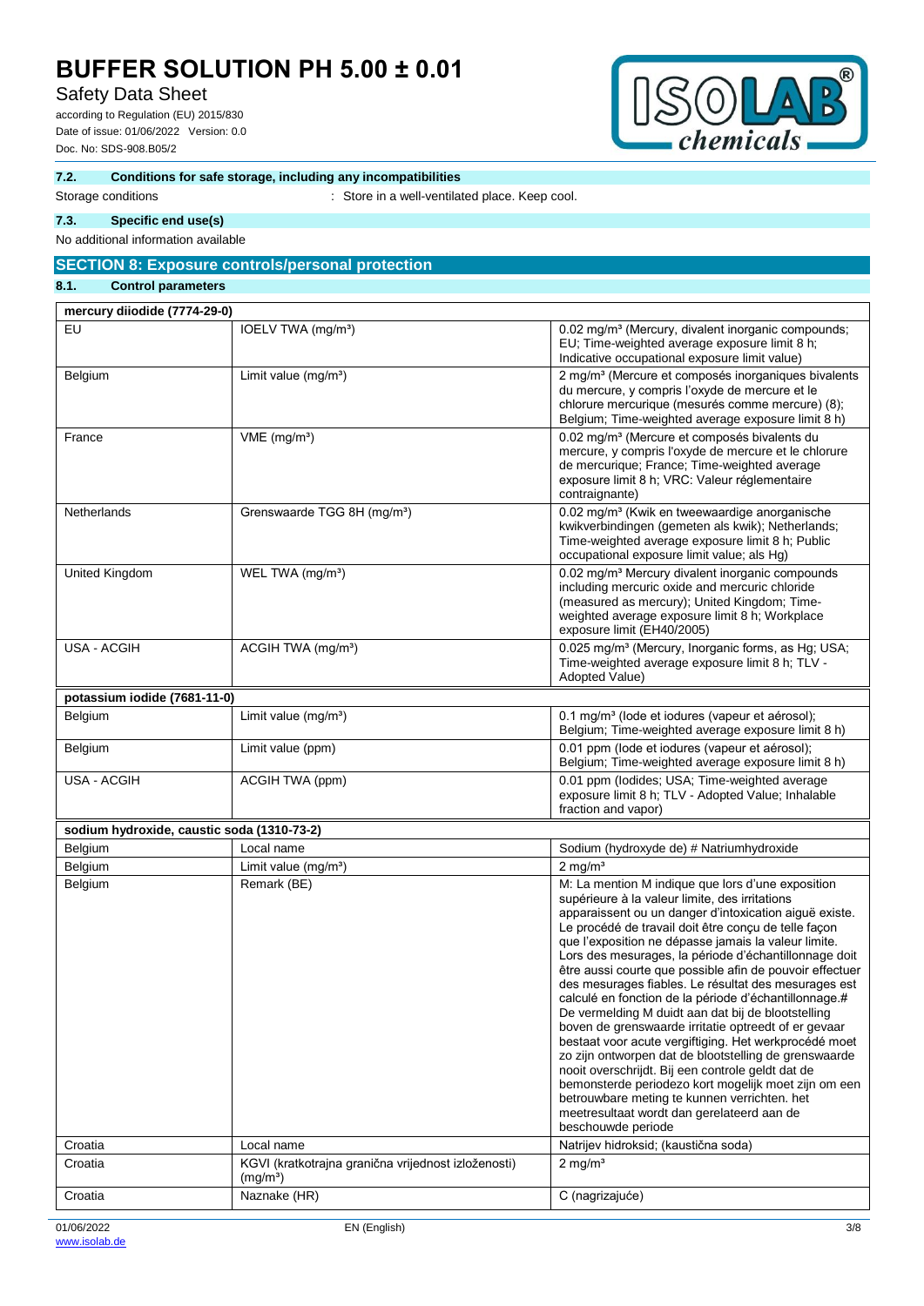### 7.2. Conditions for safe storage, including any incompatibilities

Storage conditions : Store in a well-ventilated place. Keep cool.

### 7.3. Specific end use(s)

No additional information available

## SECTION 8: Exposure controls/personal protection

### 8.1. Control parameters

| mercury diiodide (7774-29-0) | | |
|---|---|---|
| EU | IOELV TWA (mg/m³) | 0.02 mg/m³ (Mercury, divalent inorganic compounds; EU; Time-weighted average exposure limit 8 h; Indicative occupational exposure limit value) |
| Belgium | Limit value (mg/m³) | 2 mg/m³ (Mercure et composés inorganiques bivalents du mercure, y compris l'oxyde de mercure et le chlorure mercurique (mesurés comme mercure) (8); Belgium; Time-weighted average exposure limit 8 h) |
| France | VME (mg/m³) | 0.02 mg/m³ (Mercure et composés bivalents du mercure, y compris l'oxyde de mercure et le chlorure de mercurique; France; Time-weighted average exposure limit 8 h; VRC: Valeur réglementaire contraignante) |
| Netherlands | Grenswaarde TGG 8H (mg/m³) | 0.02 mg/m³ (Kwik en tweewaardige anorganische kwikverbindingen (gemeten als kwik); Netherlands; Time-weighted average exposure limit 8 h; Public occupational exposure limit value; als Hg) |
| United Kingdom | WEL TWA (mg/m³) | 0.02 mg/m³ Mercury divalent inorganic compounds including mercuric oxide and mercuric chloride (measured as mercury); United Kingdom; Time-weighted average exposure limit 8 h; Workplace exposure limit (EH40/2005) |
| USA - ACGIH | ACGIH TWA (mg/m³) | 0.025 mg/m³ (Mercury, Inorganic forms, as Hg; USA; Time-weighted average exposure limit 8 h; TLV - Adopted Value) |

| potassium iodide (7681-11-0) | | |
|---|---|---|
| Belgium | Limit value (mg/m³) | 0.1 mg/m³ (Iode et iodures (vapeur et aérosol); Belgium; Time-weighted average exposure limit 8 h) |
| Belgium | Limit value (ppm) | 0.01 ppm (Iode et iodures (vapeur et aérosol); Belgium; Time-weighted average exposure limit 8 h) |
| USA - ACGIH | ACGIH TWA (ppm) | 0.01 ppm (Iodides; USA; Time-weighted average exposure limit 8 h; TLV - Adopted Value; Inhalable fraction and vapor) |

| sodium hydroxide, caustic soda (1310-73-2) | | |
|---|---|---|
| Belgium | Local name | Sodium (hydroxyde de) # Natriumhydroxide |
| Belgium | Limit value (mg/m³) | 2 mg/m³ |
| Belgium | Remark (BE) | M: La mention M indique que lors d'une exposition supérieure à la valeur limite, des irritations apparaissent ou un danger d'intoxication aiguë existe. Le procédé de travail doit être conçu de telle façon que l'exposition ne dépasse jamais la valeur limite. Lors des mesurages, la période d'échantillonnage doit être aussi courte que possible afin de pouvoir effectuer des mesurages fiables. Le résultat des mesurages est calculé en fonction de la période d'échantillonnage.# De vermelding M duidt aan dat bij de blootstelling boven de grenswaarde irritatie optreedt of er gevaar bestaat voor acute vergiftiging. Het werkprocédé moet zo zijn ontworpen dat de blootstelling de grenswaarde nooit overschrijdt. Bij een controle geldt dat de bemonsterde periodezo kort mogelijk moet zijn om een betrouwbare meting te kunnen verrichten. het meetresultaat wordt dan gerelateerd aan de beschouwde periode |
| Croatia | Local name | Natrijev hidroksid; (kaustična soda) |
| Croatia | KGVI (kratkotrajna granična vrijednost izloženosti) (mg/m³) | 2 mg/m³ |
| Croatia | Naznake (HR) | C (nagrizajuće) |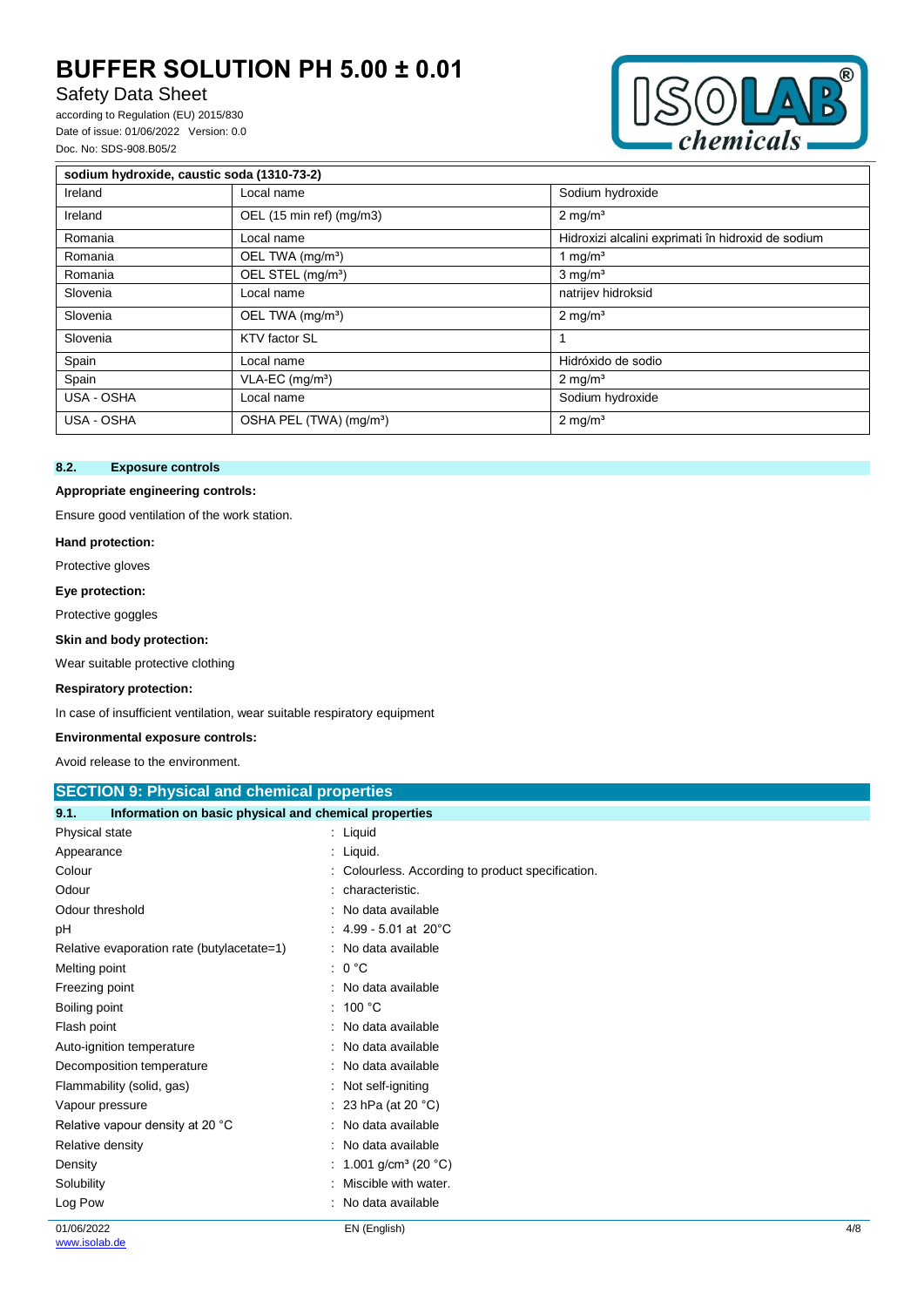| sodium hydroxide, caustic soda (1310-73-2) | | |
|---|---|---|
| Ireland | Local name | Sodium hydroxide |
| Ireland | OEL (15 min ref) (mg/m3) | 2 mg/m³ |
| Romania | Local name | Hidroxizi alcalini exprimati în hidroxid de sodium |
| Romania | OEL TWA (mg/m³) | 1 mg/m³ |
| Romania | OEL STEL (mg/m³) | 3 mg/m³ |
| Slovenia | Local name | natrijev hidroksid |
| Slovenia | OEL TWA (mg/m³) | 2 mg/m³ |
| Slovenia | KTV factor SL | 1 |
| Spain | Local name | Hidróxido de sodio |
| Spain | VLA-EC (mg/m³) | 2 mg/m³ |
| USA - OSHA | Local name | Sodium hydroxide |
| USA - OSHA | OSHA PEL (TWA) (mg/m³) | 2 mg/m³ |

### 8.2. Exposure controls

**Appropriate engineering controls:**

Ensure good ventilation of the work station.

**Hand protection:**

Protective gloves

**Eye protection:**

Protective goggles

**Skin and body protection:**

Wear suitable protective clothing

**Respiratory protection:**

In case of insufficient ventilation, wear suitable respiratory equipment

**Environmental exposure controls:**

Avoid release to the environment.

## SECTION 9: Physical and chemical properties

### 9.1. Information on basic physical and chemical properties

| Property | Value |
|---|---|
| Physical state | : Liquid |
| Appearance | : Liquid. |
| Colour | : Colourless. According to product specification. |
| Odour | : characteristic. |
| Odour threshold | : No data available |
| pH | : 4.99 - 5.01 at 20°C |
| Relative evaporation rate (butylacetate=1) | : No data available |
| Melting point | : 0 °C |
| Freezing point | : No data available |
| Boiling point | : 100 °C |
| Flash point | : No data available |
| Auto-ignition temperature | : No data available |
| Decomposition temperature | : No data available |
| Flammability (solid, gas) | : Not self-igniting |
| Vapour pressure | : 23 hPa (at 20 °C) |
| Relative vapour density at 20 °C | : No data available |
| Relative density | : No data available |
| Density | : 1.001 g/cm³ (20 °C) |
| Solubility | : Miscible with water. |
| Log Pow | : No data available |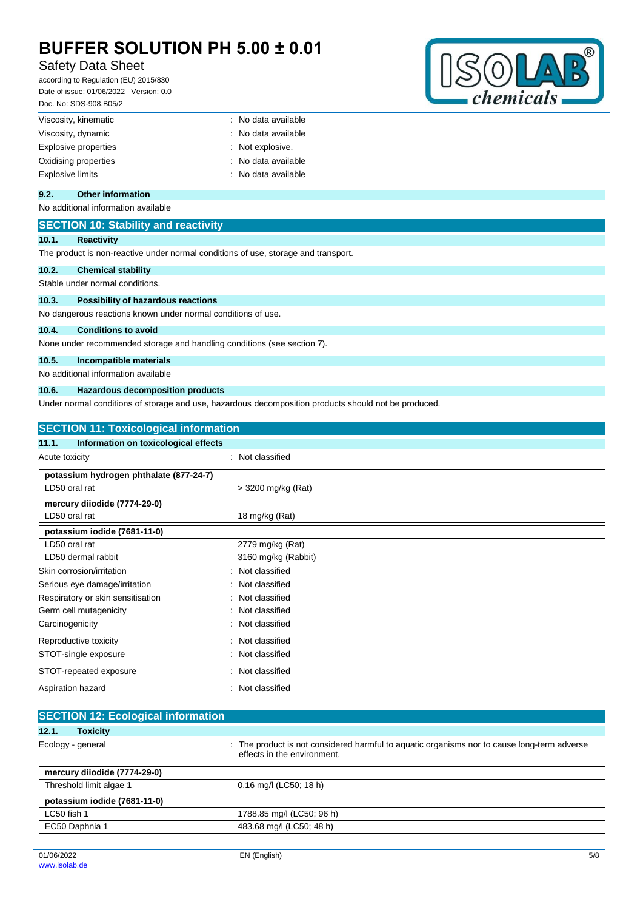| | |
|---|---|
| Viscosity, kinematic | : No data available |
| Viscosity, dynamic | : No data available |
| Explosive properties | : Not explosive. |
| Oxidising properties | : No data available |
| Explosive limits | : No data available |

### 9.2. Other information

No additional information available

## SECTION 10: Stability and reactivity

### 10.1. Reactivity

The product is non-reactive under normal conditions of use, storage and transport.

### 10.2. Chemical stability

Stable under normal conditions.

### 10.3. Possibility of hazardous reactions

No dangerous reactions known under normal conditions of use.

### 10.4. Conditions to avoid

None under recommended storage and handling conditions (see section 7).

### 10.5. Incompatible materials

No additional information available

### 10.6. Hazardous decomposition products

Under normal conditions of storage and use, hazardous decomposition products should not be produced.

## SECTION 11: Toxicological information

### 11.1. Information on toxicological effects

Acute toxicity : Not classified

| potassium hydrogen phthalate (877-24-7) | |
|---|---|
| LD50 oral rat | > 3200 mg/kg (Rat) |
| **mercury diiodide (7774-29-0)** | |
| LD50 oral rat | 18 mg/kg (Rat) |
| **potassium iodide (7681-11-0)** | |
| LD50 oral rat | 2779 mg/kg (Rat) |
| LD50 dermal rabbit | 3160 mg/kg (Rabbit) |

| | |
|---|---|
| Skin corrosion/irritation | : Not classified |
| Serious eye damage/irritation | : Not classified |
| Respiratory or skin sensitisation | : Not classified |
| Germ cell mutagenicity | : Not classified |
| Carcinogenicity | : Not classified |
| Reproductive toxicity | : Not classified |
| STOT-single exposure | : Not classified |
| STOT-repeated exposure | : Not classified |
| Aspiration hazard | : Not classified |

## SECTION 12: Ecological information

### 12.1. Toxicity

Ecology - general : The product is not considered harmful to aquatic organisms nor to cause long-term adverse effects in the environment.

| mercury diiodide (7774-29-0) | |
|---|---|
| Threshold limit algae 1 | 0.16 mg/l (LC50; 18 h) |
| **potassium iodide (7681-11-0)** | |
| LC50 fish 1 | 1788.85 mg/l (LC50; 96 h) |
| EC50 Daphnia 1 | 483.68 mg/l (LC50; 48 h) |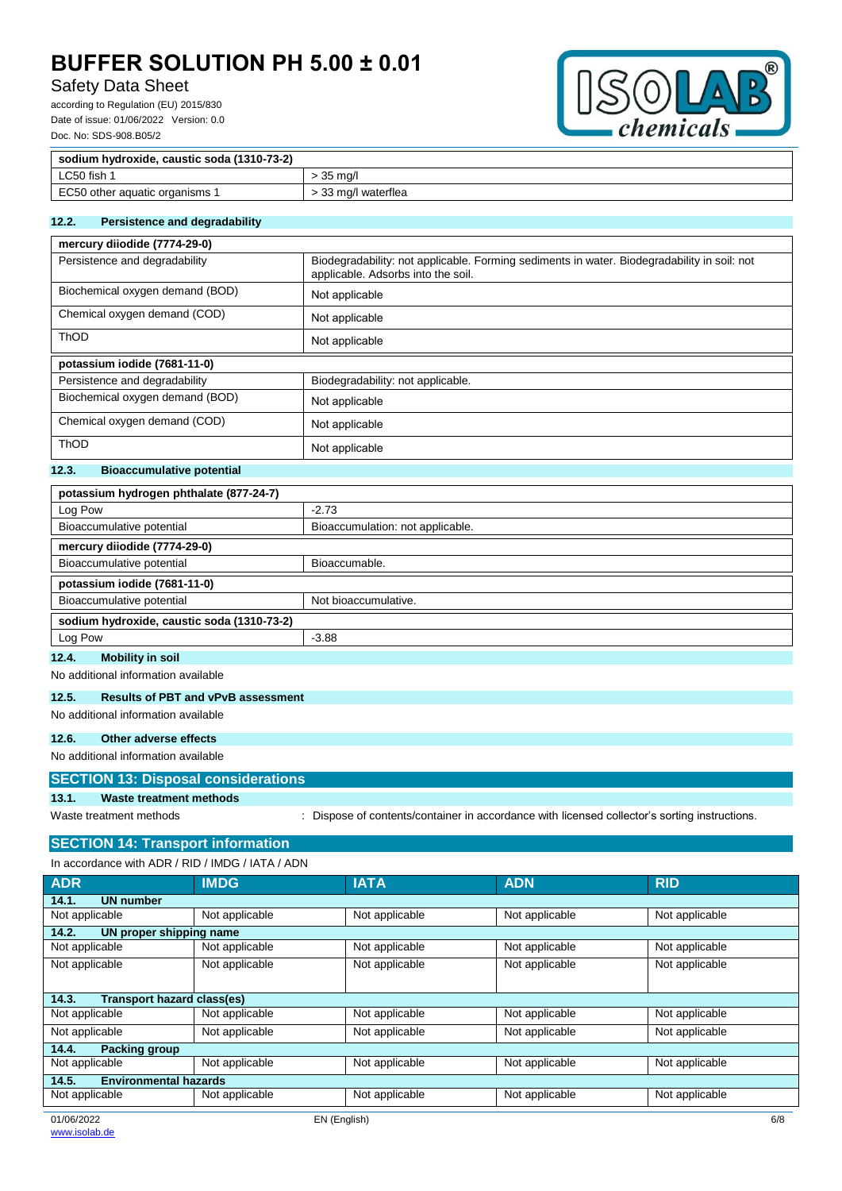| sodium hydroxide, caustic soda (1310-73-2) | |
|---|---|
| LC50 fish 1 | > 35 mg/l |
| EC50 other aquatic organisms 1 | > 33 mg/l waterflea |

### 12.2. Persistence and degradability

| mercury diiodide (7774-29-0) | |
|---|---|
| Persistence and degradability | Biodegradability: not applicable. Forming sediments in water. Biodegradability in soil: not applicable. Adsorbs into the soil. |
| Biochemical oxygen demand (BOD) | Not applicable |
| Chemical oxygen demand (COD) | Not applicable |
| ThOD | Not applicable |

| potassium iodide (7681-11-0) | |
|---|---|
| Persistence and degradability | Biodegradability: not applicable. |
| Biochemical oxygen demand (BOD) | Not applicable |
| Chemical oxygen demand (COD) | Not applicable |
| ThOD | Not applicable |

### 12.3. Bioaccumulative potential

| potassium hydrogen phthalate (877-24-7) | |
|---|---|
| Log Pow | -2.73 |
| Bioaccumulative potential | Bioaccumulation: not applicable. |

| mercury diiodide (7774-29-0) | |
|---|---|
| Bioaccumulative potential | Bioaccumable. |

| potassium iodide (7681-11-0) | |
|---|---|
| Bioaccumulative potential | Not bioaccumulative. |

| sodium hydroxide, caustic soda (1310-73-2) | |
|---|---|
| Log Pow | -3.88 |

### 12.4. Mobility in soil

No additional information available

### 12.5. Results of PBT and vPvB assessment

No additional information available

### 12.6. Other adverse effects

No additional information available

## SECTION 13: Disposal considerations

### 13.1. Waste treatment methods

Waste treatment methods : Dispose of contents/container in accordance with licensed collector's sorting instructions.

## SECTION 14: Transport information

In accordance with ADR / RID / IMDG / IATA / ADN

| ADR | IMDG | IATA | ADN | RID |
|---|---|---|---|---|
| **14.1. UN number** | | | | |
| Not applicable | Not applicable | Not applicable | Not applicable | Not applicable |
| **14.2. UN proper shipping name** | | | | |
| Not applicable | Not applicable | Not applicable | Not applicable | Not applicable |
| Not applicable | Not applicable | Not applicable | Not applicable | Not applicable |
| **14.3. Transport hazard class(es)** | | | | |
| Not applicable | Not applicable | Not applicable | Not applicable | Not applicable |
| Not applicable | Not applicable | Not applicable | Not applicable | Not applicable |
| **14.4. Packing group** | | | | |
| Not applicable | Not applicable | Not applicable | Not applicable | Not applicable |
| **14.5. Environmental hazards** | | | | |
| Not applicable | Not applicable | Not applicable | Not applicable | Not applicable |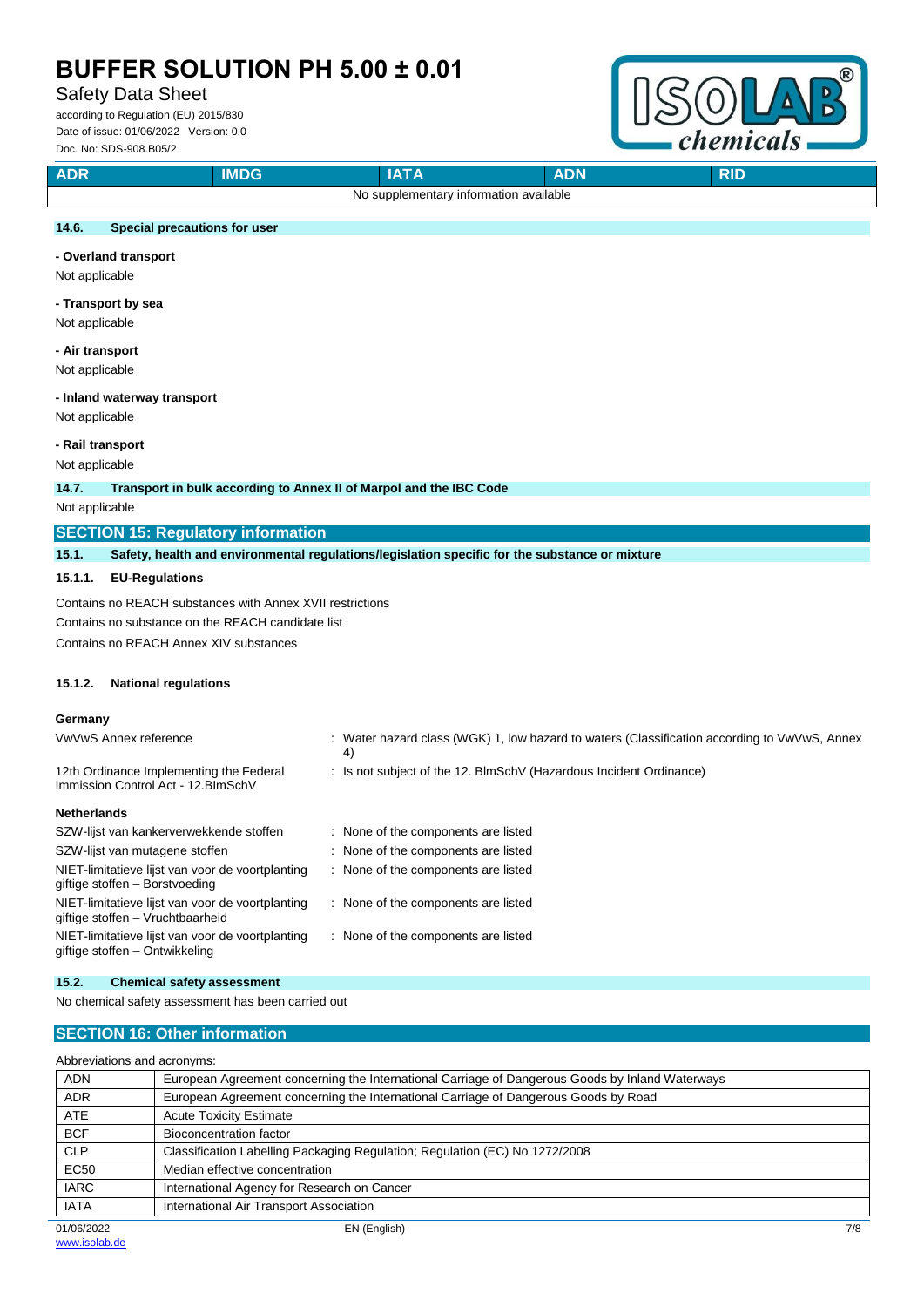| ADR | IMDG | IATA | ADN | RID |
|---|---|---|---|---|
| No supplementary information available | | | | |

### 14.6. Special precautions for user

**- Overland transport**

Not applicable

**- Transport by sea**

Not applicable

**- Air transport**

Not applicable

**- Inland waterway transport**

Not applicable

**- Rail transport**

Not applicable

### 14.7. Transport in bulk according to Annex II of Marpol and the IBC Code

Not applicable

## SECTION 15: Regulatory information

### 15.1. Safety, health and environmental regulations/legislation specific for the substance or mixture

#### 15.1.1. EU-Regulations

Contains no REACH substances with Annex XVII restrictions

Contains no substance on the REACH candidate list

Contains no REACH Annex XIV substances

#### 15.1.2. National regulations

**Germany**

| | |
|---|---|
| VwVwS Annex reference | : Water hazard class (WGK) 1, low hazard to waters (Classification according to VwVwS, Annex 4) |
| 12th Ordinance Implementing the Federal Immission Control Act - 12.BImSchV | : Is not subject of the 12. BlmSchV (Hazardous Incident Ordinance) |

**Netherlands**

| | |
|---|---|
| SZW-lijst van kankerverwekkende stoffen | : None of the components are listed |
| SZW-lijst van mutagene stoffen | : None of the components are listed |
| NIET-limitatieve lijst van voor de voortplanting giftige stoffen – Borstvoeding | : None of the components are listed |
| NIET-limitatieve lijst van voor de voortplanting giftige stoffen – Vruchtbaarheid | : None of the components are listed |
| NIET-limitatieve lijst van voor de voortplanting giftige stoffen – Ontwikkeling | : None of the components are listed |

### 15.2. Chemical safety assessment

No chemical safety assessment has been carried out

## SECTION 16: Other information

Abbreviations and acronyms:

| | |
|---|---|
| ADN | European Agreement concerning the International Carriage of Dangerous Goods by Inland Waterways |
| ADR | European Agreement concerning the International Carriage of Dangerous Goods by Road |
| ATE | Acute Toxicity Estimate |
| BCF | Bioconcentration factor |
| CLP | Classification Labelling Packaging Regulation; Regulation (EC) No 1272/2008 |
| EC50 | Median effective concentration |
| IARC | International Agency for Research on Cancer |
| IATA | International Air Transport Association |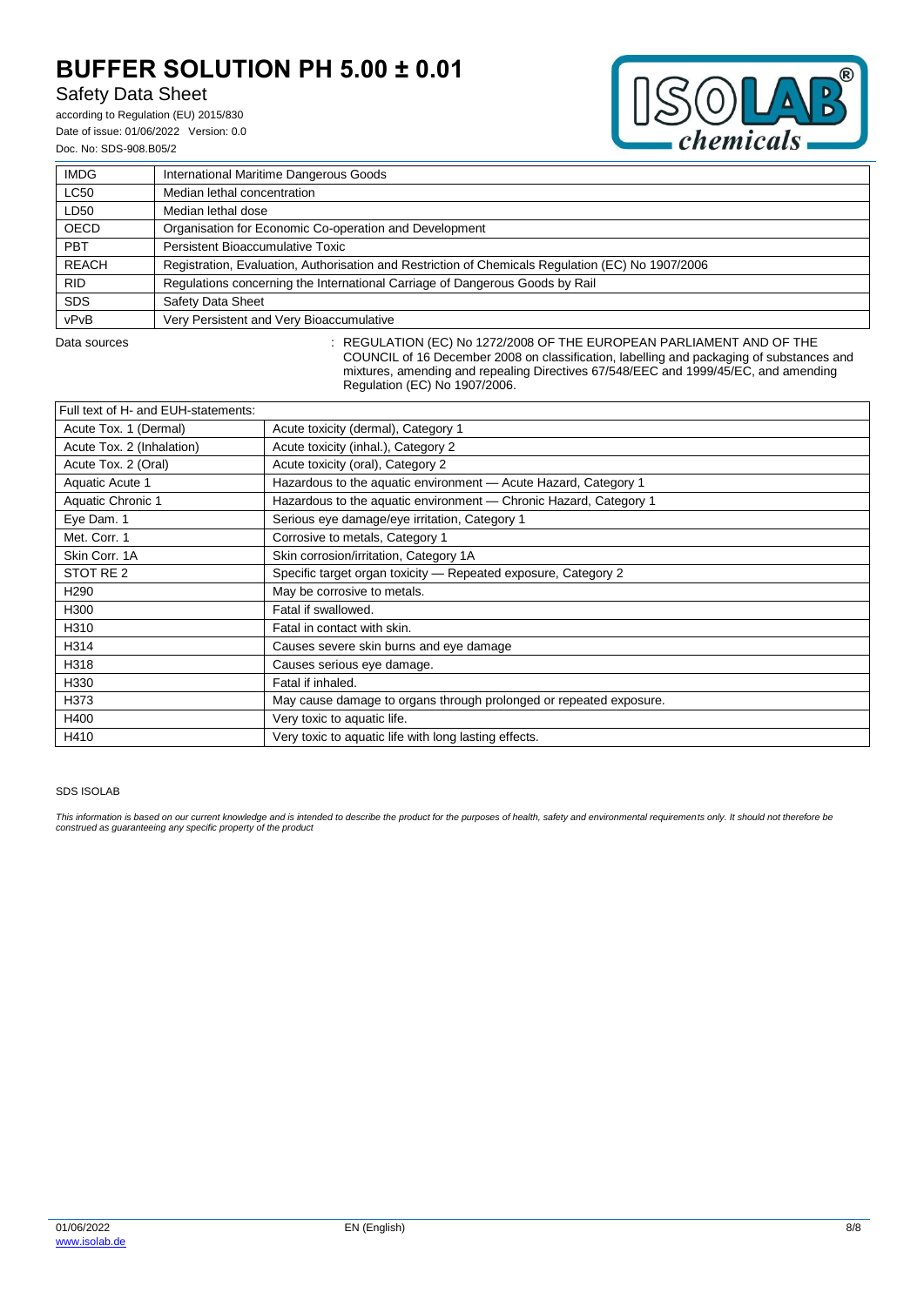| | |
|---|---|
| IMDG | International Maritime Dangerous Goods |
| LC50 | Median lethal concentration |
| LD50 | Median lethal dose |
| OECD | Organisation for Economic Co-operation and Development |
| PBT | Persistent Bioaccumulative Toxic |
| REACH | Registration, Evaluation, Authorisation and Restriction of Chemicals Regulation (EC) No 1907/2006 |
| RID | Regulations concerning the International Carriage of Dangerous Goods by Rail |
| SDS | Safety Data Sheet |
| vPvB | Very Persistent and Very Bioaccumulative |

Data sources : REGULATION (EC) No 1272/2008 OF THE EUROPEAN PARLIAMENT AND OF THE COUNCIL of 16 December 2008 on classification, labelling and packaging of substances and mixtures, amending and repealing Directives 67/548/EEC and 1999/45/EC, and amending Regulation (EC) No 1907/2006.

| Full text of H- and EUH-statements: | |
|---|---|
| Acute Tox. 1 (Dermal) | Acute toxicity (dermal), Category 1 |
| Acute Tox. 2 (Inhalation) | Acute toxicity (inhal.), Category 2 |
| Acute Tox. 2 (Oral) | Acute toxicity (oral), Category 2 |
| Aquatic Acute 1 | Hazardous to the aquatic environment — Acute Hazard, Category 1 |
| Aquatic Chronic 1 | Hazardous to the aquatic environment — Chronic Hazard, Category 1 |
| Eye Dam. 1 | Serious eye damage/eye irritation, Category 1 |
| Met. Corr. 1 | Corrosive to metals, Category 1 |
| Skin Corr. 1A | Skin corrosion/irritation, Category 1A |
| STOT RE 2 | Specific target organ toxicity — Repeated exposure, Category 2 |
| H290 | May be corrosive to metals. |
| H300 | Fatal if swallowed. |
| H310 | Fatal in contact with skin. |
| H314 | Causes severe skin burns and eye damage |
| H318 | Causes serious eye damage. |
| H330 | Fatal if inhaled. |
| H373 | May cause damage to organs through prolonged or repeated exposure. |
| H400 | Very toxic to aquatic life. |
| H410 | Very toxic to aquatic life with long lasting effects. |

SDS ISOLAB

*This information is based on our current knowledge and is intended to describe the product for the purposes of health, safety and environmental requirements only. It should not therefore be construed as guaranteeing any specific property of the product*